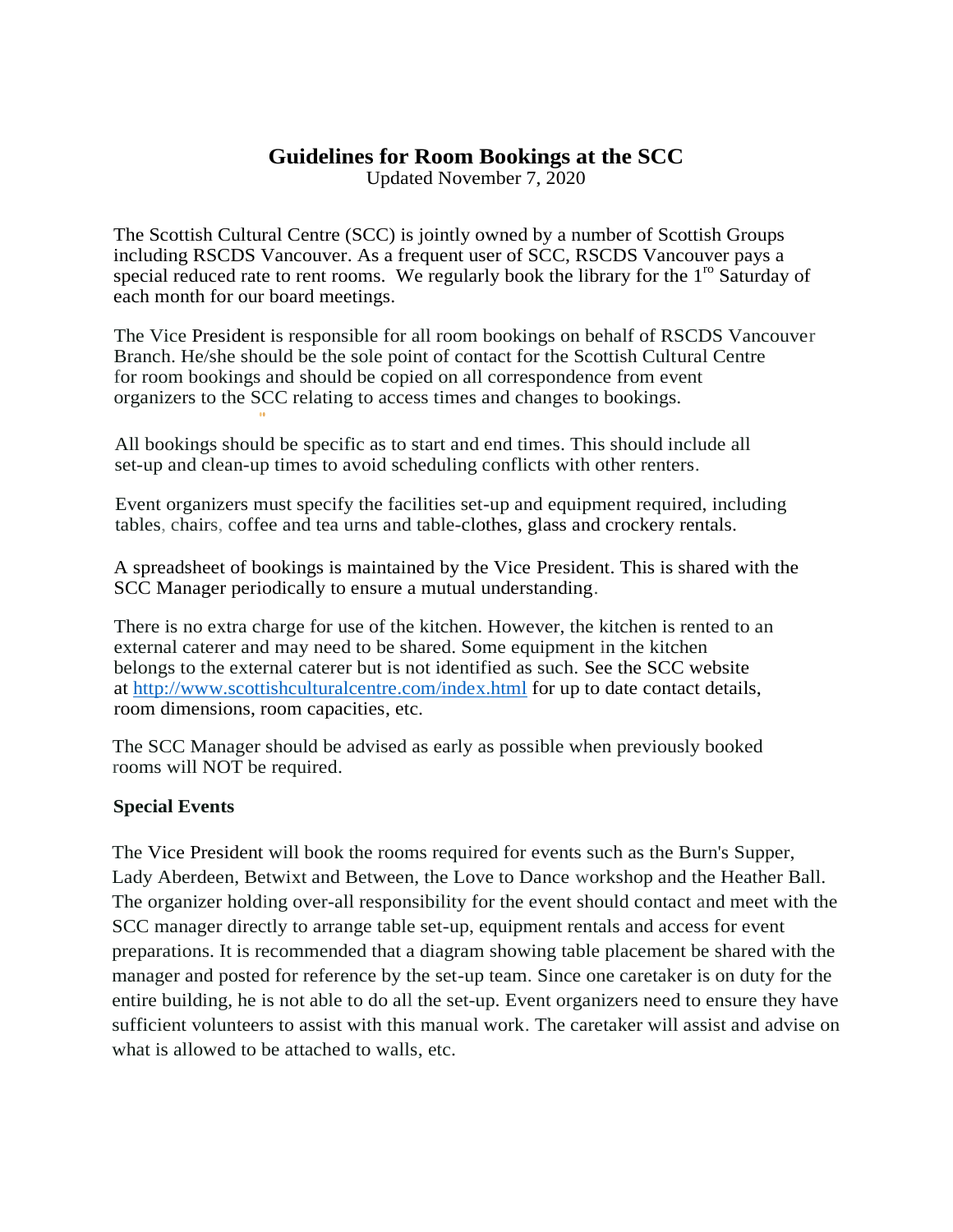# Guidelines for Room Bookings at the SCC

Updated November 7, 2020

The Scottish Cultural Centre (SCC) is jointly owned by a number of Scottish Groups including RSCDS Vancouver. As a frequent user of SCC, RSCDS Vancouver pays a special reduced rate to rent rooms. We regularly book the library for the 1ro Saturday of each month for our board meetings.

The Vice President is responsible for all room bookings on behalf of RSCDS Vancouver Branch. He/she should be the sole point of contact for the Scottish Cultural Centre for room bookings and should be copied on all correspondence from event organizers to the SCC relating to access times and changes to bookings.

All bookings should be specific as to start and end times. This should include all set-up and clean-up times to avoid scheduling conflicts with other renters.

Event organizers must specify the facilities set-up and equipment required, including tables, chairs, coffee and tea urns and table-clothes, glass and crockery rentals.

A spreadsheet of bookings is maintained by the Vice President. This is shared with the SCC Manager periodically to ensure a mutual understanding.

There is no extra charge for use of the kitchen. However, the kitchen is rented to an external caterer and may need to be shared. Some equipment in the kitchen belongs to the external caterer but is not identified as such. See the SCC website at http://www.scottishculturalcentre.com/index.html for up to date contact details, room dimensions, room capacities, etc.

The SCC Manager should be advised as early as possible when previously booked rooms will NOT be required.

**Special Events**

The Vice President will book the rooms required for events such as the Burn's Supper, Lady Aberdeen, Betwixt and Between, the Love to Dance workshop and the Heather Ball. The organizer holding over-all responsibility for the event should contact and meet with the SCC manager directly to arrange table set-up, equipment rentals and access for event preparations. It is recommended that a diagram showing table placement be shared with the manager and posted for reference by the set-up team. Since one caretaker is on duty for the entire building, he is not able to do all the set-up. Event organizers need to ensure they have sufficient volunteers to assist with this manual work. The caretaker will assist and advise on what is allowed to be attached to walls, etc.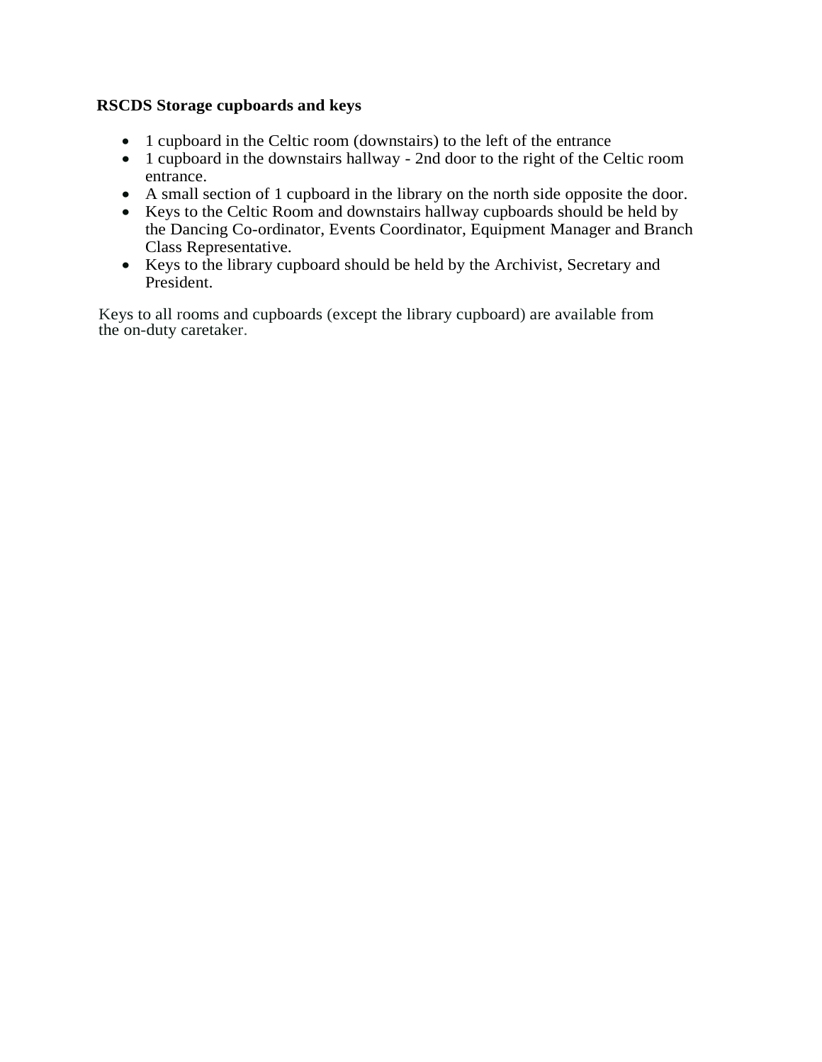**RSCDS Storage cupboards and keys**

- 1 cupboard in the Celtic room (downstairs) to the left of the entrance
- 1 cupboard in the downstairs hallway - 2nd door to the right of the Celtic room entrance.
- A small section of 1 cupboard in the library on the north side opposite the door.
- Keys to the Celtic Room and downstairs hallway cupboards should be held by the Dancing Co-ordinator, Events Coordinator, Equipment Manager and Branch Class Representative.
- Keys to the library cupboard should be held by the Archivist, Secretary and President.

Keys to all rooms and cupboards (except the library cupboard) are available from the on-duty caretaker.